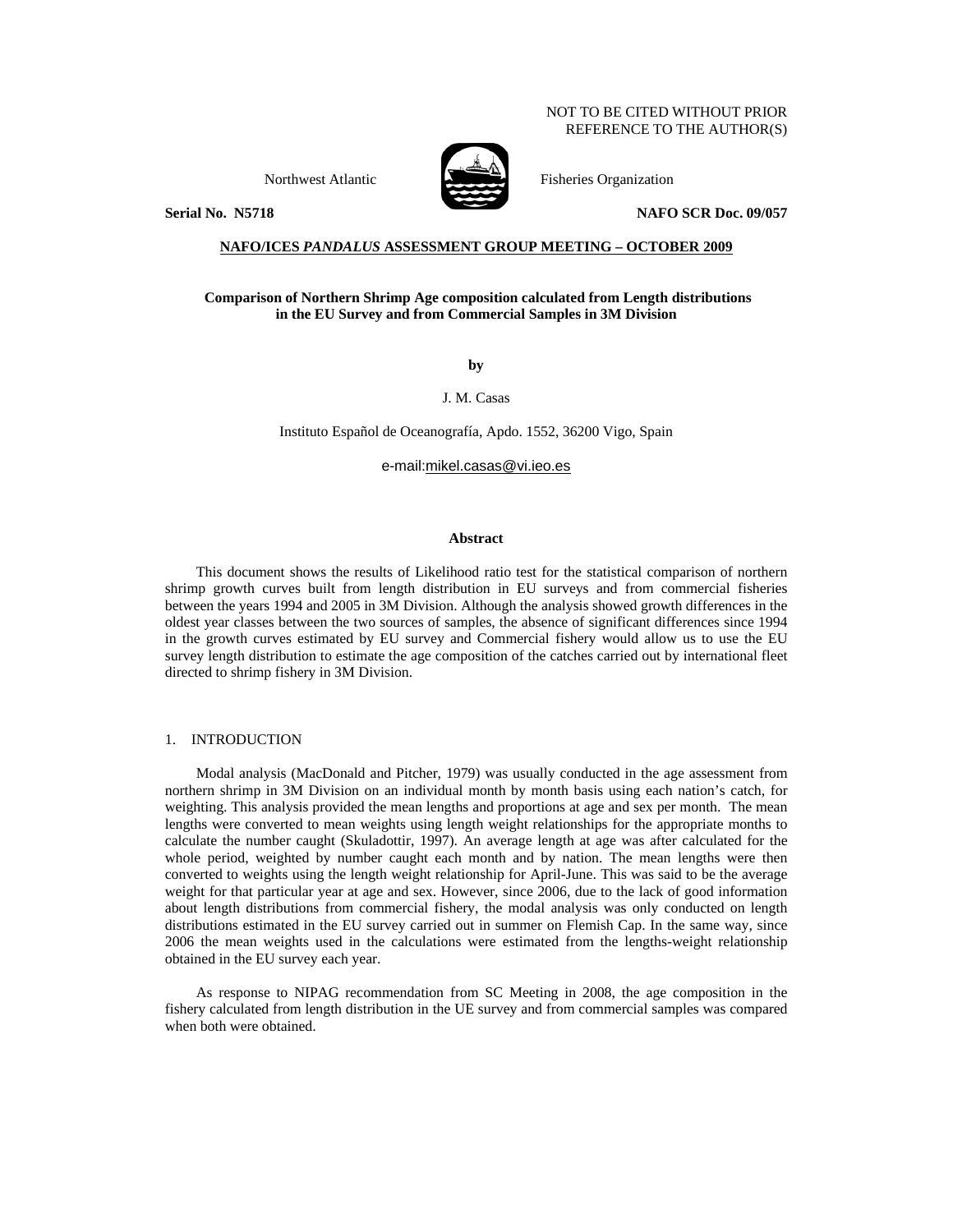NOT TO BE CITED WITHOUT PRIOR
REFERENCE TO THE AUTHOR(S)

Northwest Atlantic Fisheries Organization

**Serial No. N5718** **NAFO SCR Doc. 09/057**

**NAFO/ICES *PANDALUS* ASSESSMENT GROUP MEETING – OCTOBER 2009**

**Comparison of Northern Shrimp Age composition calculated from Length distributions in the EU Survey and from Commercial Samples in 3M Division**

**by**

J. M. Casas

Instituto Español de Oceanografía, Apdo. 1552, 36200 Vigo, Spain

e-mail:mikel.casas@vi.ieo.es

## Abstract

This document shows the results of Likelihood ratio test for the statistical comparison of northern shrimp growth curves built from length distribution in EU surveys and from commercial fisheries between the years 1994 and 2005 in 3M Division. Although the analysis showed growth differences in the oldest year classes between the two sources of samples, the absence of significant differences since 1994 in the growth curves estimated by EU survey and Commercial fishery would allow us to use the EU survey length distribution to estimate the age composition of the catches carried out by international fleet directed to shrimp fishery in 3M Division.

## 1. INTRODUCTION

Modal analysis (MacDonald and Pitcher, 1979) was usually conducted in the age assessment from northern shrimp in 3M Division on an individual month by month basis using each nation's catch, for weighting. This analysis provided the mean lengths and proportions at age and sex per month. The mean lengths were converted to mean weights using length weight relationships for the appropriate months to calculate the number caught (Skuladottir, 1997). An average length at age was after calculated for the whole period, weighted by number caught each month and by nation. The mean lengths were then converted to weights using the length weight relationship for April-June. This was said to be the average weight for that particular year at age and sex. However, since 2006, due to the lack of good information about length distributions from commercial fishery, the modal analysis was only conducted on length distributions estimated in the EU survey carried out in summer on Flemish Cap. In the same way, since 2006 the mean weights used in the calculations were estimated from the lengths-weight relationship obtained in the EU survey each year.

As response to NIPAG recommendation from SC Meeting in 2008, the age composition in the fishery calculated from length distribution in the UE survey and from commercial samples was compared when both were obtained.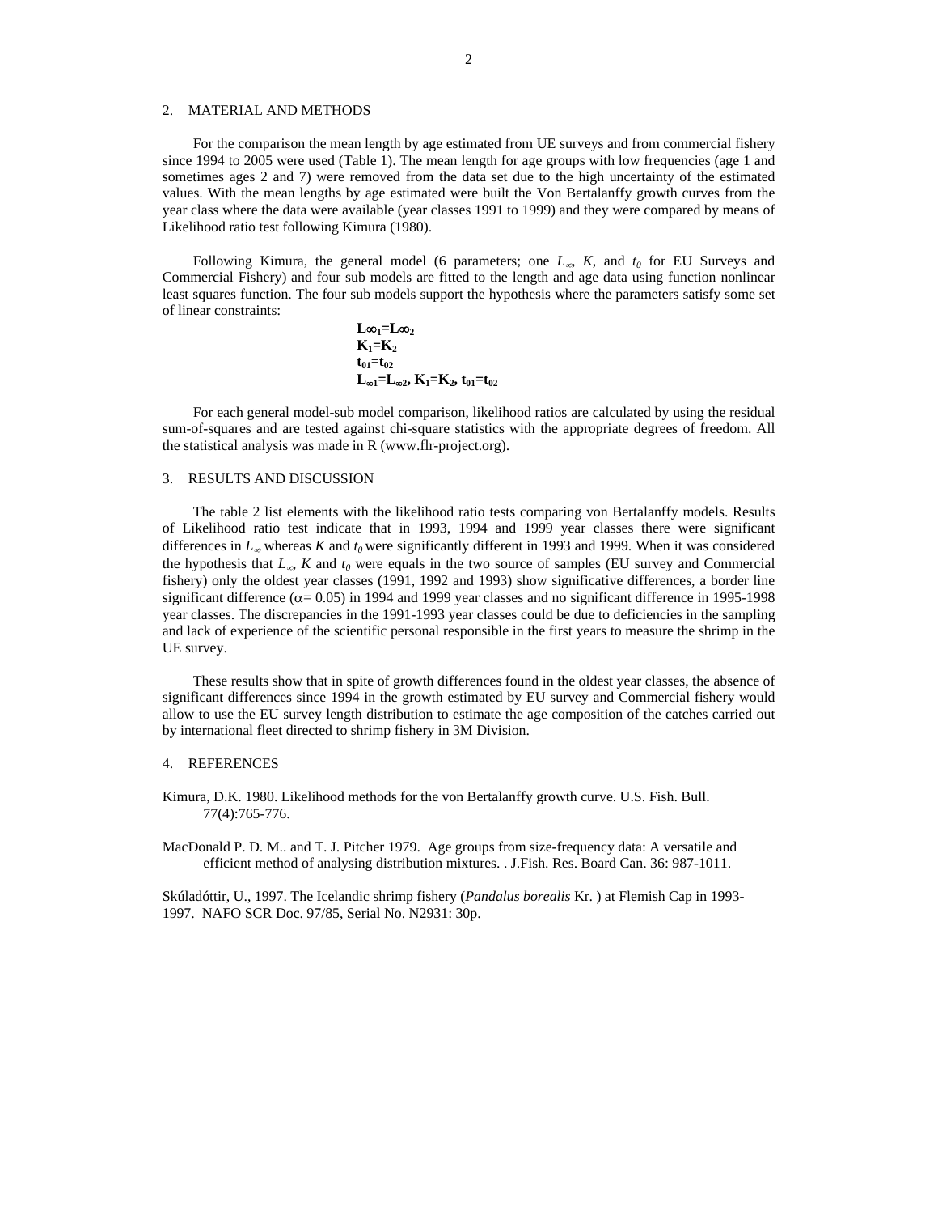## 2. MATERIAL AND METHODS

For the comparison the mean length by age estimated from UE surveys and from commercial fishery since 1994 to 2005 were used (Table 1). The mean length for age groups with low frequencies (age 1 and sometimes ages 2 and 7) were removed from the data set due to the high uncertainty of the estimated values. With the mean lengths by age estimated were built the Von Bertalanffy growth curves from the year class where the data were available (year classes 1991 to 1999) and they were compared by means of Likelihood ratio test following Kimura (1980).

Following Kimura, the general model (6 parameters; one $L_\infty$, $K$, and $t_0$ for EU Surveys and Commercial Fishery) and four sub models are fitted to the length and age data using function nonlinear least squares function. The four sub models support the hypothesis where the parameters satisfy some set of linear constraints:

$$L\infty_1=L\infty_2$$
$$K_1=K_2$$
$$t_{01}=t_{02}$$
$$L_{\infty 1}=L_{\infty 2},\ K_1=K_2,\ t_{01}=t_{02}$$

For each general model-sub model comparison, likelihood ratios are calculated by using the residual sum-of-squares and are tested against chi-square statistics with the appropriate degrees of freedom. All the statistical analysis was made in R (www.flr-project.org).

## 3. RESULTS AND DISCUSSION

The table 2 list elements with the likelihood ratio tests comparing von Bertalanffy models. Results of Likelihood ratio test indicate that in 1993, 1994 and 1999 year classes there were significant differences in $L_\infty$ whereas $K$ and $t_0$ were significantly different in 1993 and 1999. When it was considered the hypothesis that $L_\infty$, $K$ and $t_0$ were equals in the two source of samples (EU survey and Commercial fishery) only the oldest year classes (1991, 1992 and 1993) show significative differences, a border line significant difference ($\alpha= 0.05$) in 1994 and 1999 year classes and no significant difference in 1995-1998 year classes. The discrepancies in the 1991-1993 year classes could be due to deficiencies in the sampling and lack of experience of the scientific personal responsible in the first years to measure the shrimp in the UE survey.

These results show that in spite of growth differences found in the oldest year classes, the absence of significant differences since 1994 in the growth estimated by EU survey and Commercial fishery would allow to use the EU survey length distribution to estimate the age composition of the catches carried out by international fleet directed to shrimp fishery in 3M Division.

## 4. REFERENCES

Kimura, D.K. 1980. Likelihood methods for the von Bertalanffy growth curve. U.S. Fish. Bull. 77(4):765-776.

MacDonald P. D. M.. and T. J. Pitcher 1979. Age groups from size-frequency data: A versatile and efficient method of analysing distribution mixtures. . J.Fish. Res. Board Can. 36: 987-1011.

Skúladóttir, U., 1997. The Icelandic shrimp fishery (*Pandalus borealis* Kr. ) at Flemish Cap in 1993-1997. NAFO SCR Doc. 97/85, Serial No. N2931: 30p.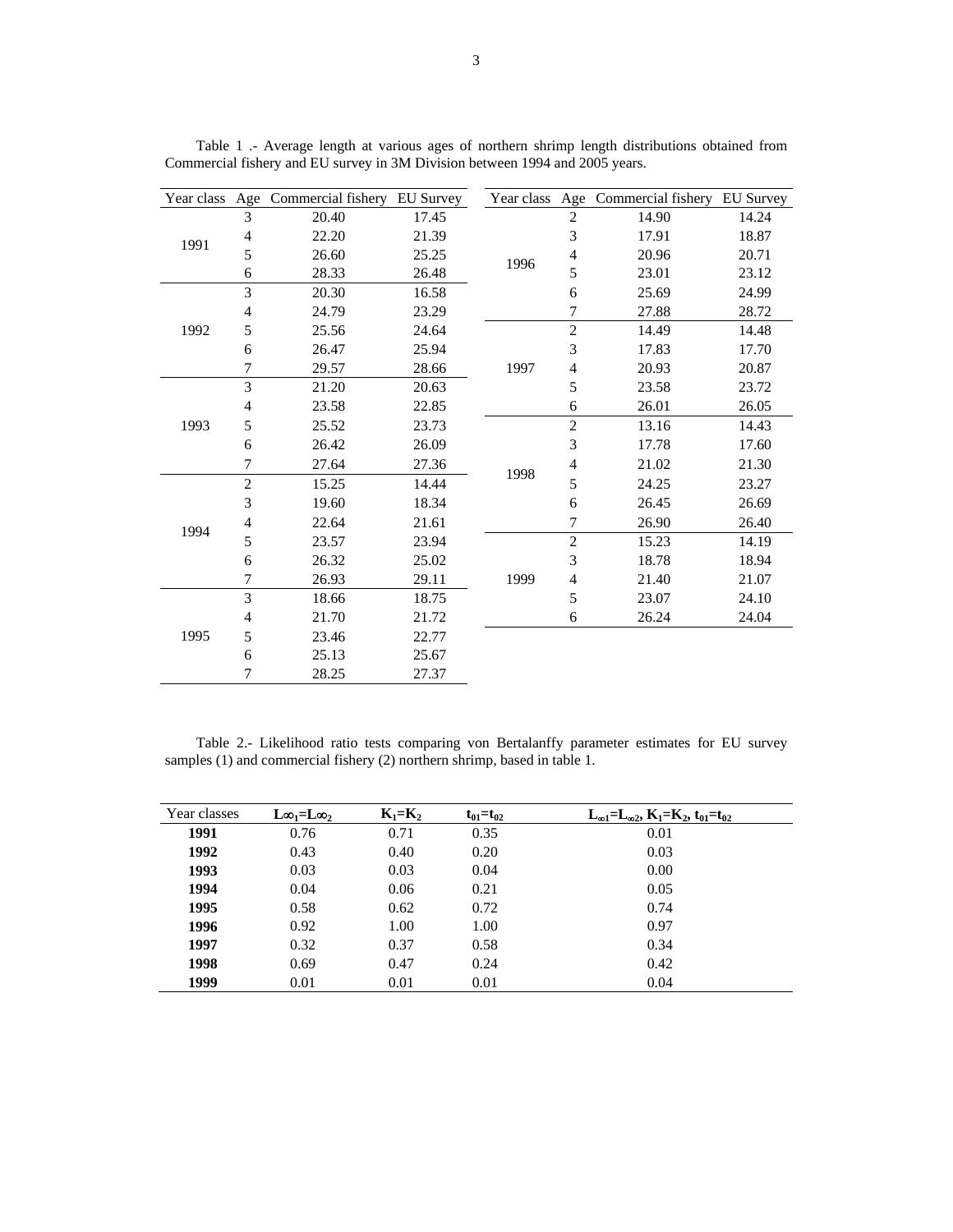Table 1 .- Average length at various ages of northern shrimp length distributions obtained from Commercial fishery and EU survey in 3M Division between 1994 and 2005 years.

| Year class | Age | Commercial fishery | EU Survey |
|---|---|---|---|
| 1991 | 3 | 20.40 | 17.45 |
| | 4 | 22.20 | 21.39 |
| | 5 | 26.60 | 25.25 |
| | 6 | 28.33 | 26.48 |
| 1992 | 3 | 20.30 | 16.58 |
| | 4 | 24.79 | 23.29 |
| | 5 | 25.56 | 24.64 |
| | 6 | 26.47 | 25.94 |
| | 7 | 29.57 | 28.66 |
| 1993 | 3 | 21.20 | 20.63 |
| | 4 | 23.58 | 22.85 |
| | 5 | 25.52 | 23.73 |
| | 6 | 26.42 | 26.09 |
| | 7 | 27.64 | 27.36 |
| 1994 | 2 | 15.25 | 14.44 |
| | 3 | 19.60 | 18.34 |
| | 4 | 22.64 | 21.61 |
| | 5 | 23.57 | 23.94 |
| | 6 | 26.32 | 25.02 |
| | 7 | 26.93 | 29.11 |
| 1995 | 3 | 18.66 | 18.75 |
| | 4 | 21.70 | 21.72 |
| | 5 | 23.46 | 22.77 |
| | 6 | 25.13 | 25.67 |
| | 7 | 28.25 | 27.37 |
| 1996 | 2 | 14.90 | 14.24 |
| | 3 | 17.91 | 18.87 |
| | 4 | 20.96 | 20.71 |
| | 5 | 23.01 | 23.12 |
| | 6 | 25.69 | 24.99 |
| | 7 | 27.88 | 28.72 |
| 1997 | 2 | 14.49 | 14.48 |
| | 3 | 17.83 | 17.70 |
| | 4 | 20.93 | 20.87 |
| | 5 | 23.58 | 23.72 |
| | 6 | 26.01 | 26.05 |
| 1998 | 2 | 13.16 | 14.43 |
| | 3 | 17.78 | 17.60 |
| | 4 | 21.02 | 21.30 |
| | 5 | 24.25 | 23.27 |
| | 6 | 26.45 | 26.69 |
| | 7 | 26.90 | 26.40 |
| 1999 | 2 | 15.23 | 14.19 |
| | 3 | 18.78 | 18.94 |
| | 4 | 21.40 | 21.07 |
| | 5 | 23.07 | 24.10 |
| | 6 | 26.24 | 24.04 |

Table 2.- Likelihood ratio tests comparing von Bertalanffy parameter estimates for EU survey samples (1) and commercial fishery (2) northern shrimp, based in table 1.

| Year classes | $L\infty_1=L\infty_2$ | $K_1=K_2$ | $t_{01}=t_{02}$ | $L_{\infty 1}=L_{\infty 2}$, $K_1=K_2$, $t_{01}=t_{02}$ |
|---|---|---|---|---|
| **1991** | 0.76 | 0.71 | 0.35 | 0.01 |
| **1992** | 0.43 | 0.40 | 0.20 | 0.03 |
| **1993** | 0.03 | 0.03 | 0.04 | 0.00 |
| **1994** | 0.04 | 0.06 | 0.21 | 0.05 |
| **1995** | 0.58 | 0.62 | 0.72 | 0.74 |
| **1996** | 0.92 | 1.00 | 1.00 | 0.97 |
| **1997** | 0.32 | 0.37 | 0.58 | 0.34 |
| **1998** | 0.69 | 0.47 | 0.24 | 0.42 |
| **1999** | 0.01 | 0.01 | 0.01 | 0.04 |